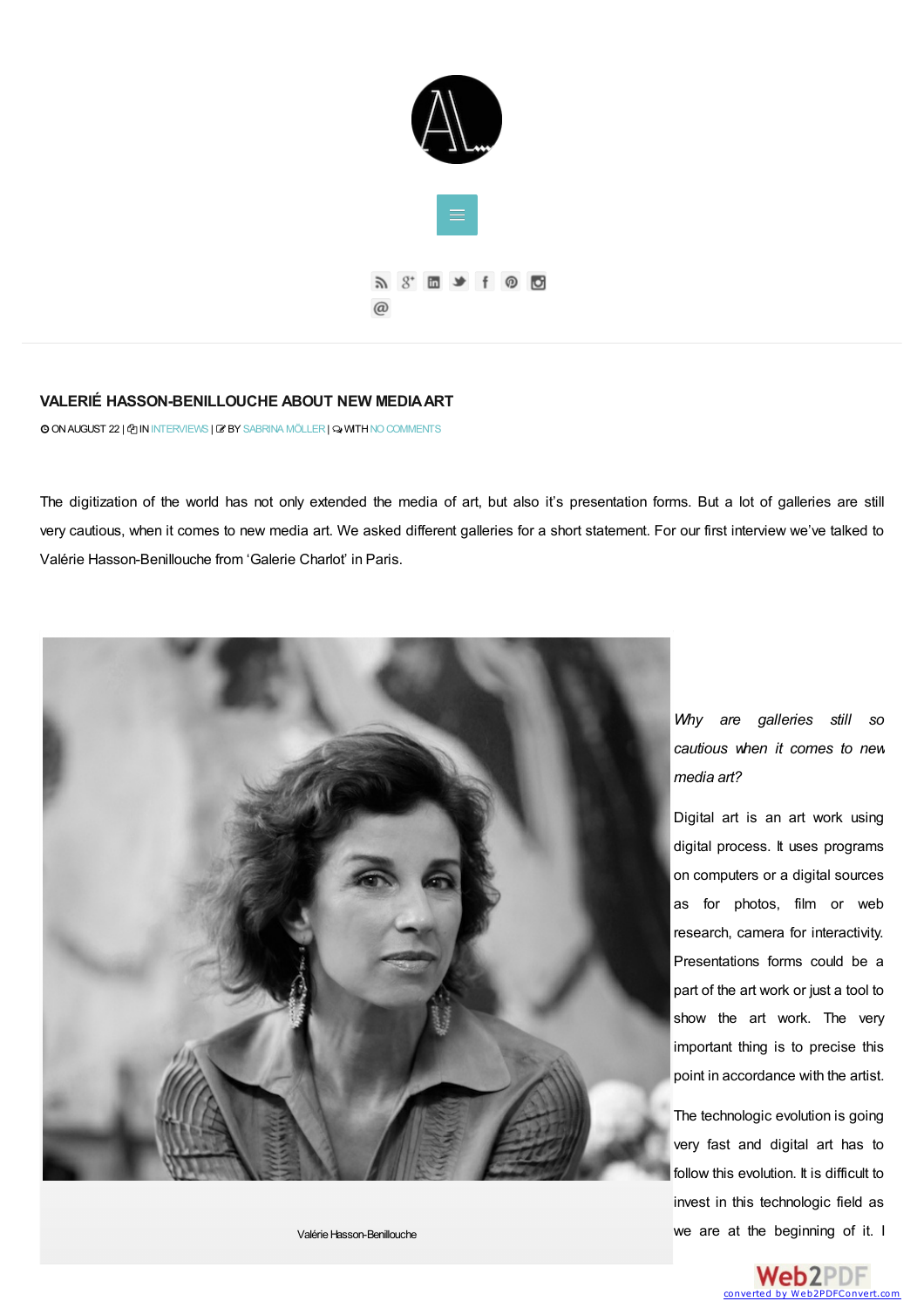# VALERIÉ HASSON-BENILLOUCHE ABOUT NEW MEDIA ART

ON AUGUST 22 | IN INTERVIEWS | BY SABRINA MÖLLER | WITH NO COMMENTS

The digitization of the world has not only extended the media of art, but also it's presentation forms. But a lot of galleries are still very cautious, when it comes to new media art. We asked different galleries for a short statement. For our first interview we've talked to Valérie Hasson-Benillouche from 'Galerie Charlot' in Paris.

Valérie Hasson-Benillouche

*Why are galleries still so cautious when it comes to new media art?*

Digital art is an art work using digital process. It uses programs on computers or a digital sources as for photos, film or web research, camera for interactivity. Presentations forms could be a part of the art work or just a tool to show the art work. The very important thing is to precise this point in accordance with the artist.

The technologic evolution is going very fast and digital art has to follow this evolution. It is difficult to invest in this technologic field as we are at the beginning of it. I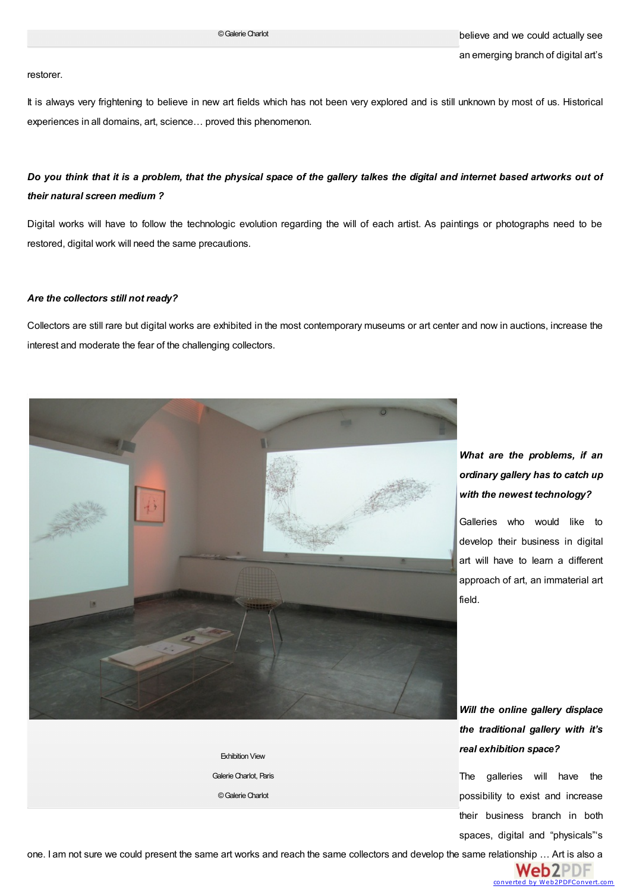© Galerie Charlot

believe and we could actually see an emerging branch of digital art's restorer.

It is always very frightening to believe in new art fields which has not been very explored and is still unknown by most of us. Historical experiences in all domains, art, science… proved this phenomenon.

***Do you think that it is a problem, that the physical space of the gallery talkes the digital and internet based artworks out of their natural screen medium ?***

Digital works will have to follow the technologic evolution regarding the will of each artist. As paintings or photographs need to be restored, digital work will need the same precautions.

***Are the collectors still not ready?***

Collectors are still rare but digital works are exhibited in the most contemporary museums or art center and now in auctions, increase the interest and moderate the fear of the challenging collectors.

Exhibition View

Galerie Charlot, Paris

© Galerie Charlot

***What are the problems, if an ordinary gallery has to catch up with the newest technology?***

Galleries who would like to develop their business in digital art will have to learn a different approach of art, an immaterial art field.

***Will the online gallery displace the traditional gallery with it's real exhibition space?***

The galleries will have the possibility to exist and increase their business branch in both spaces, digital and "physicals"'s one. I am not sure we could present the same art works and reach the same collectors and develop the same relationship … Art is also a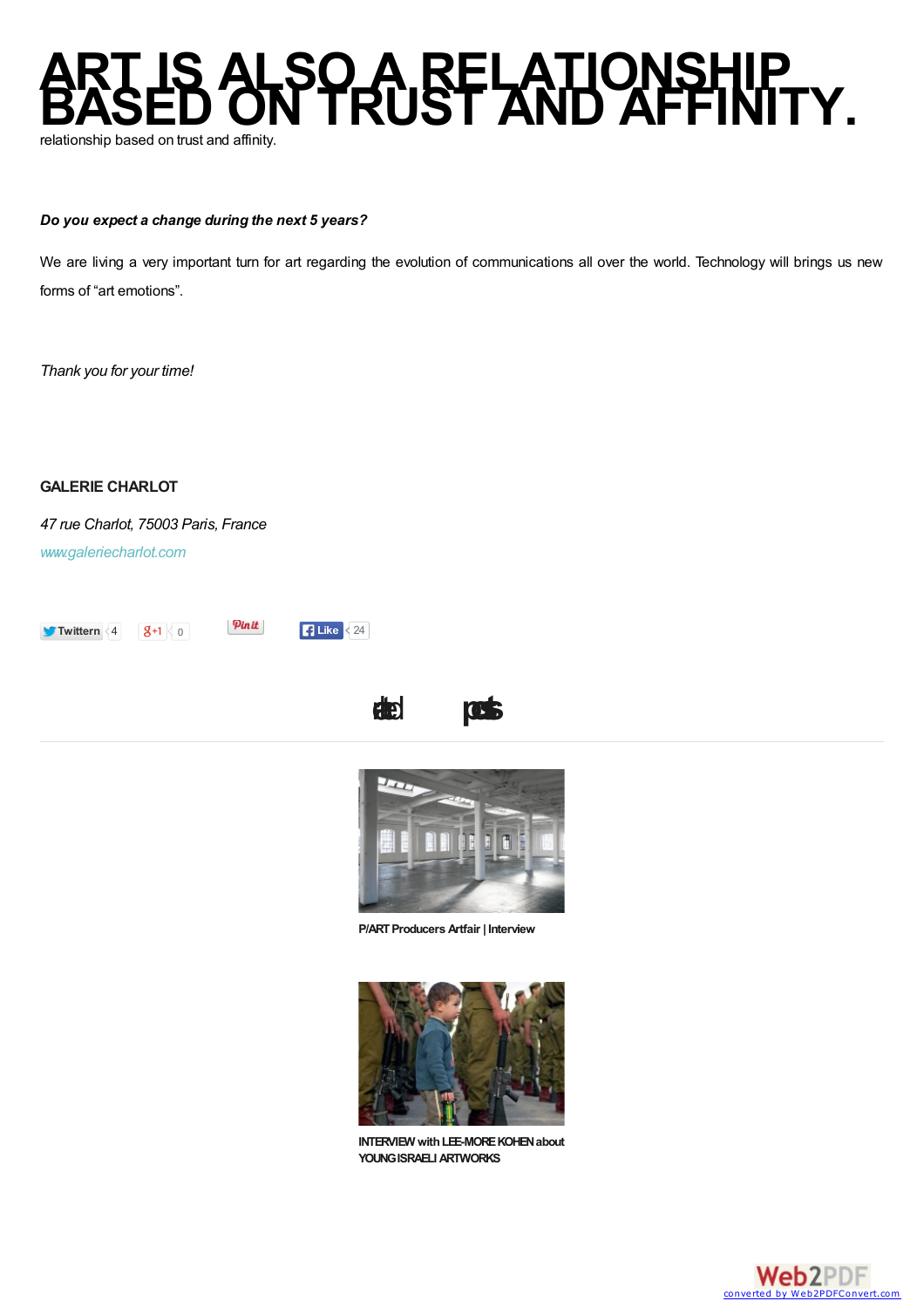# ART IS ALSO A RELATIONSHIP BASED ON TRUST AND AFFINITY.

relationship based on trust and affinity.

***Do you expect a change during the next 5 years?***

We are living a very important turn for art regarding the evolution of communications all over the world. Technology will brings us new forms of "art emotions".

*Thank you for your time!*

**GALERIE CHARLOT**

*47 rue Charlot, 75003 Paris, France*

*www.galeriecharlot.com*

Twittern 4 +1 0 Pin it Like 24

related posts

P/ART Producers Artfair | Interview

INTERVIEW with LEE-MORE KOHEN about YOUNG ISRAELI ARTWORKS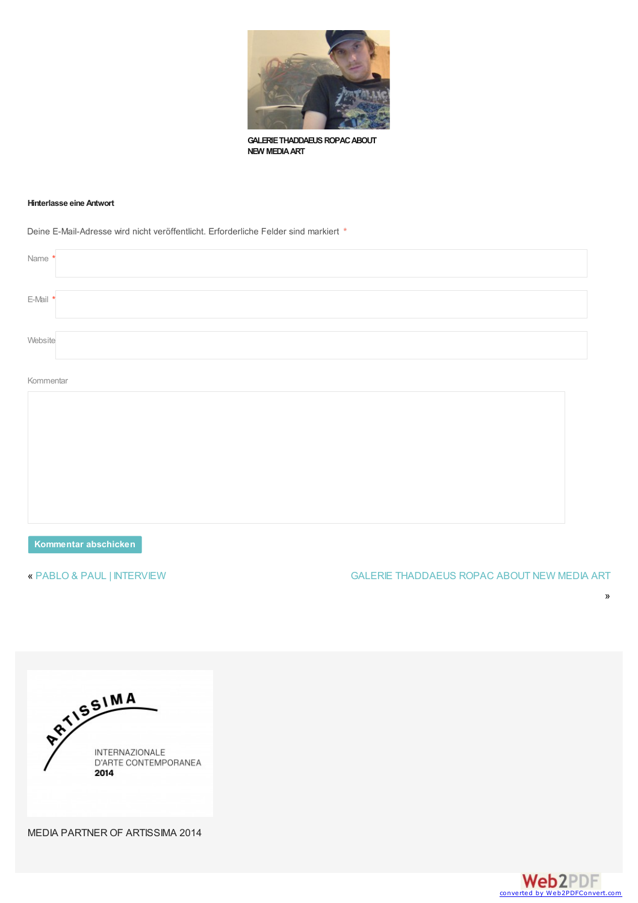GALERIE THADDAEUS ROPAC ABOUT NEW MEDIA ART

### Hinterlasse eine Antwort

Deine E-Mail-Adresse wird nicht veröffentlicht. Erforderliche Felder sind markiert *

Name *

E-Mail *

Website

Kommentar

Kommentar abschicken

« PABLO & PAUL | INTERVIEW

GALERIE THADDAEUS ROPAC ABOUT NEW MEDIA ART »

ARTISSIMA INTERNAZIONALE D'ARTE CONTEMPORANEA 2014

MEDIA PARTNER OF ARTISSIMA 2014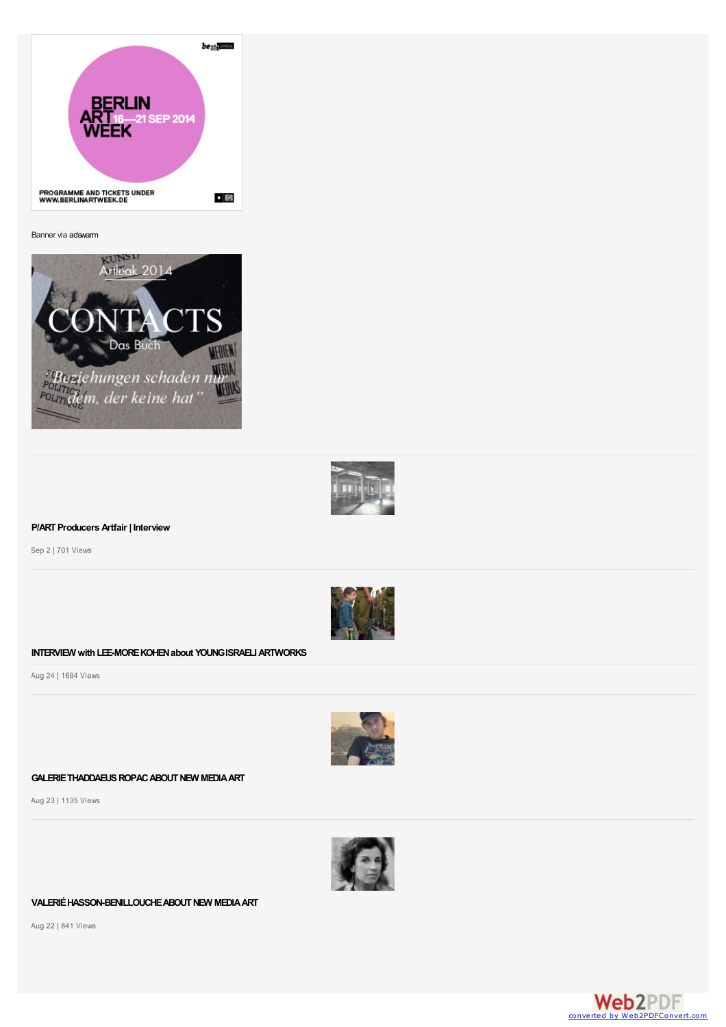Banner via adswarm

**P/ART Producers Artfair | Interview**

Sep 2 | 701 Views

**INTERVIEW with LEE-MORE KOHEN about YOUNG ISRAELI ARTWORKS**

Aug 24 | 1694 Views

**GALERIE THADDAEUS ROPAC ABOUT NEW MEDIA ART**

Aug 23 | 1135 Views

**VALERIÉ HASSON-BENILLOUCHE ABOUT NEW MEDIA ART**

Aug 22 | 841 Views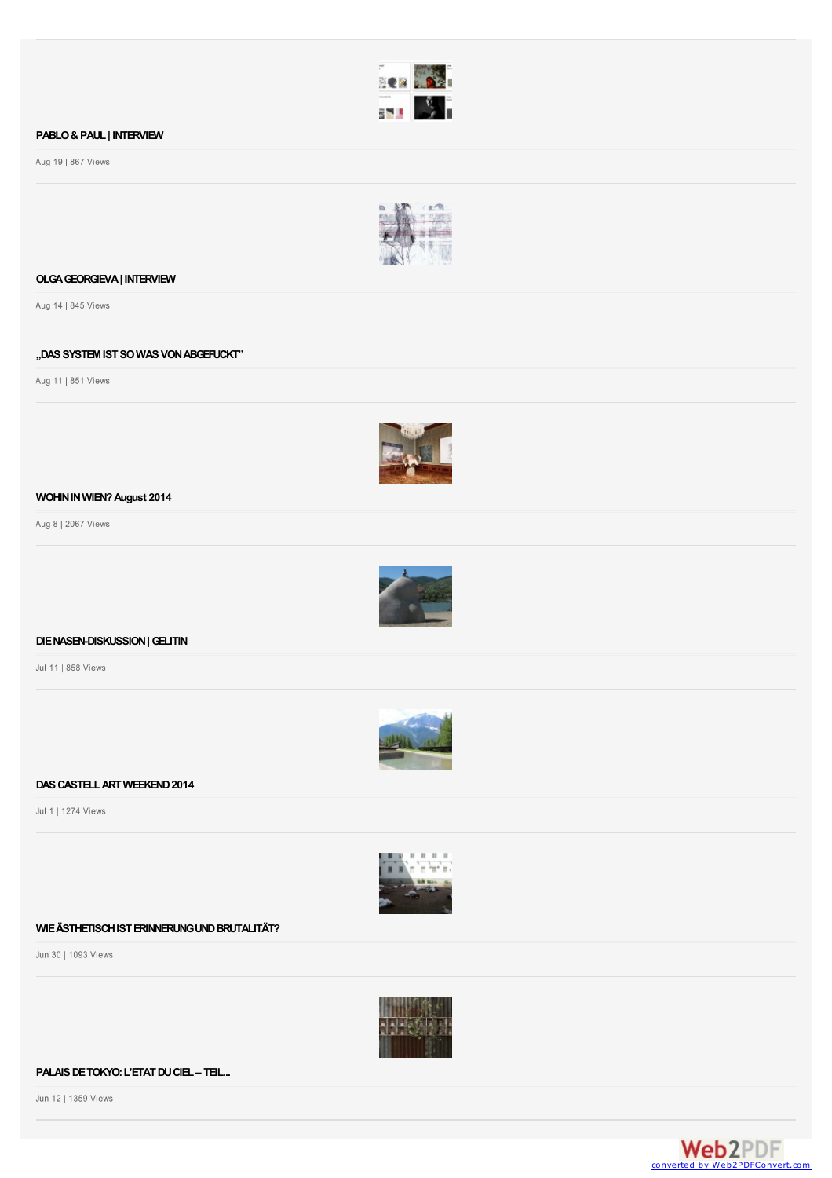**PABLO & PAUL | INTERVIEW**

Aug 19 | 867 Views

**OLGA GEORGIEVA | INTERVIEW**

Aug 14 | 845 Views

**„DAS SYSTEM IST SO WAS VON ABGEFUCKT"**

Aug 11 | 851 Views

**WOHIN IN WIEN? August 2014**

Aug 8 | 2067 Views

**DIE NASEN-DISKUSSION | GELITIN**

Jul 11 | 858 Views

**DAS CASTELL ART WEEKEND 2014**

Jul 1 | 1274 Views

**WIE ÄSTHETISCH IST ERINNERUNG UND BRUTALITÄT?**

Jun 30 | 1093 Views

**PALAIS DE TOKYO: L'ETAT DU CIEL – TEIL...**

Jun 12 | 1359 Views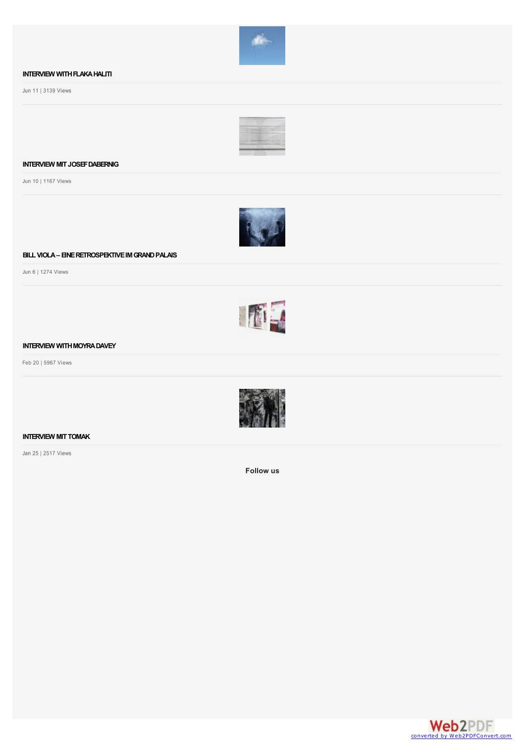**INTERVIEW WITH FLAKA HALITI**

Jun 11 | 3139 Views

**INTERVIEW MIT JOSEF DABERNIG**

Jun 10 | 1167 Views

**BILL VIOLA – EINE RETROSPEKTIVE IM GRAND PALAIS**

Jun 6 | 1274 Views

**INTERVIEW WITH MOYRA DAVEY**

Feb 20 | 5967 Views

**INTERVIEW MIT TOMAK**

Jan 25 | 2517 Views

**Follow us**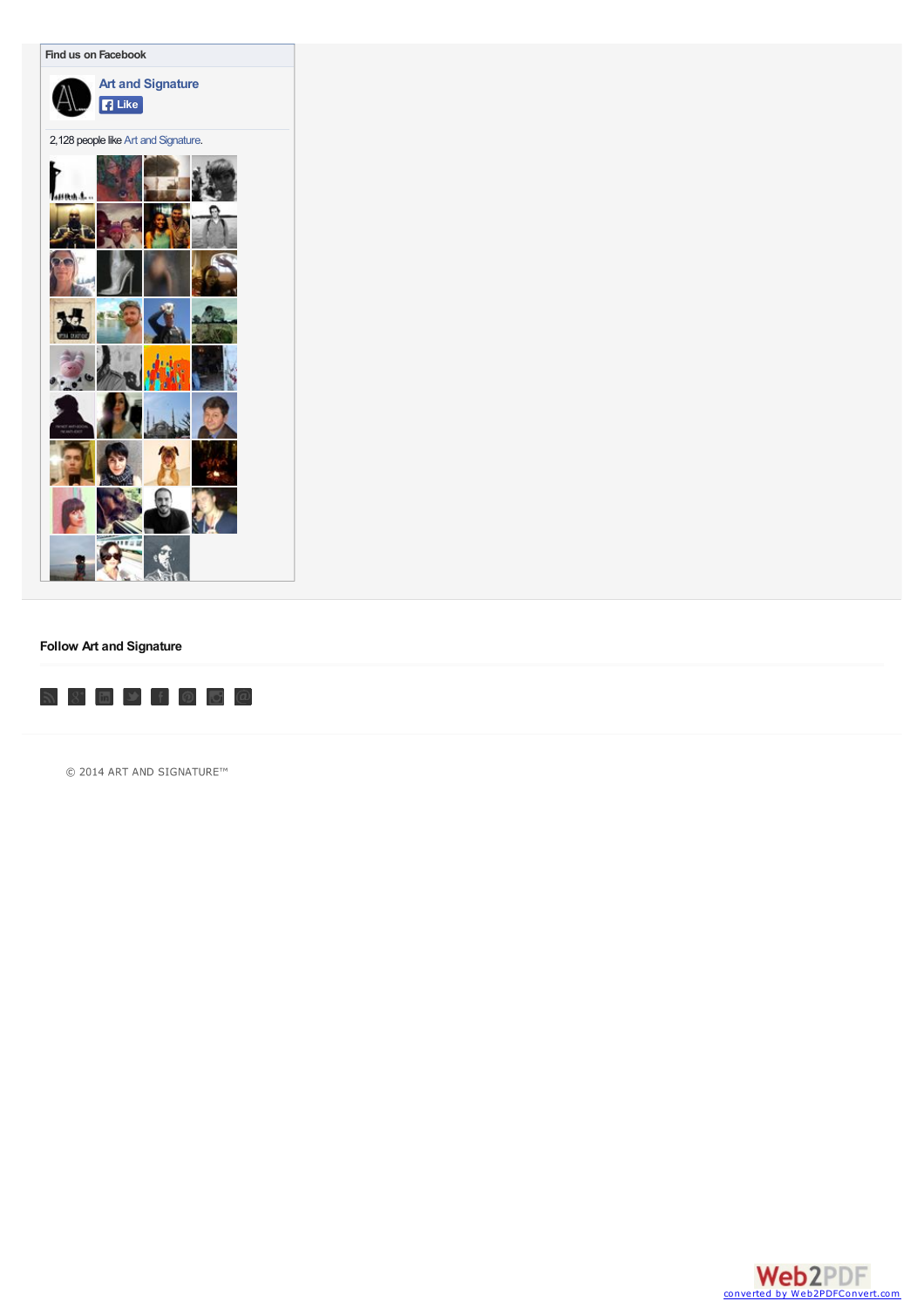Find us on Facebook

Art and Signature

Like

2,128 people like Art and Signature.

## Follow Art and Signature

© 2014 ART AND SIGNATURE™